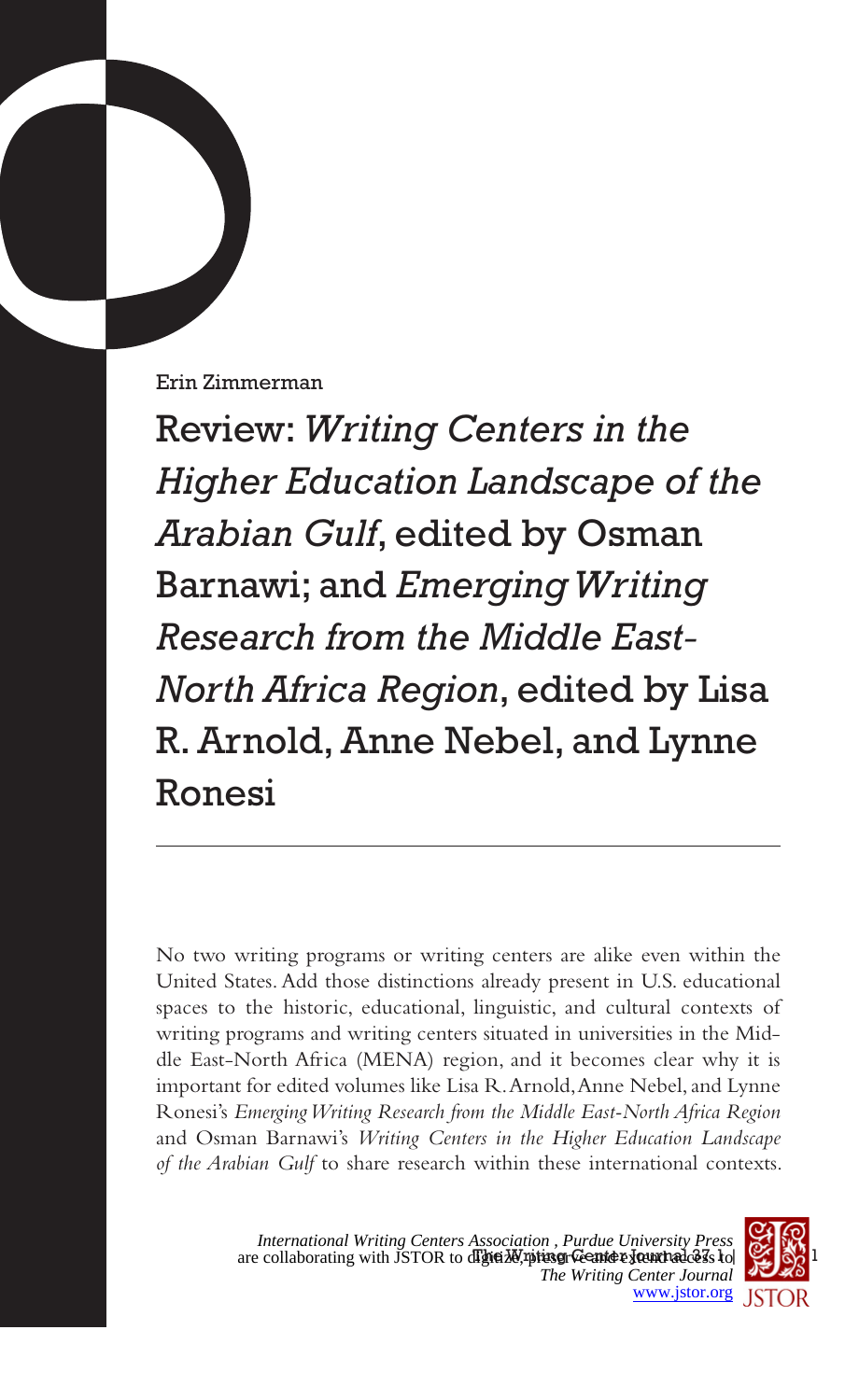Erin Zimmerman

# Review: *Writing Centers in the Higher Education Landscape of the Arabian Gulf*, edited by Osman Barnawi; and *Emerging Writing Research from the Middle East-North Africa Region*, edited by Lisa R. Arnold, Anne Nebel, and Lynne Ronesi

No two writing programs or writing centers are alike even within the United States. Add those distinctions already present in U.S. educational spaces to the historic, educational, linguistic, and cultural contexts of writing programs and writing centers situated in universities in the Middle East-North Africa (MENA) region, and it becomes clear why it is important for edited volumes like Lisa R. Arnold, Anne Nebel, and Lynne Ronesi's *Emerging Writing Research from the Middle East-North Africa Region* and Osman Barnawi's *Writing Centers in the Higher Education Landscape of the Arabian Gulf* to share research within these international contexts.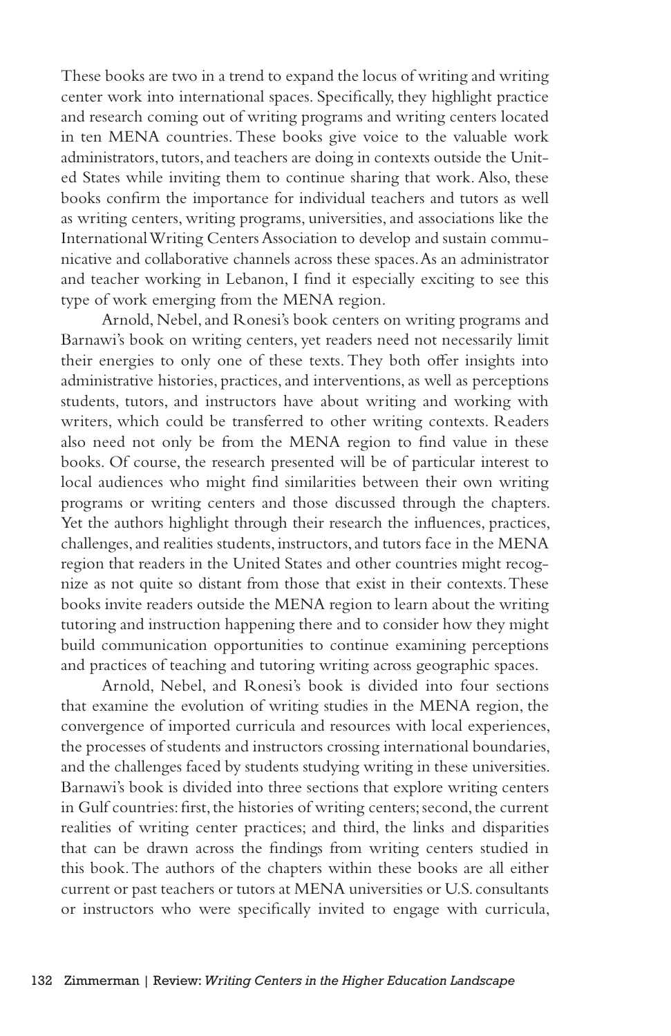These books are two in a trend to expand the locus of writing and writing center work into international spaces. Specifically, they highlight practice and research coming out of writing programs and writing centers located in ten MENA countries. These books give voice to the valuable work administrators, tutors, and teachers are doing in contexts outside the United States while inviting them to continue sharing that work. Also, these books confirm the importance for individual teachers and tutors as well as writing centers, writing programs, universities, and associations like the International Writing Centers Association to develop and sustain communicative and collaborative channels across these spaces. As an administrator and teacher working in Lebanon, I find it especially exciting to see this type of work emerging from the MENA region.

Arnold, Nebel, and Ronesi's book centers on writing programs and Barnawi's book on writing centers, yet readers need not necessarily limit their energies to only one of these texts. They both offer insights into administrative histories, practices, and interventions, as well as perceptions students, tutors, and instructors have about writing and working with writers, which could be transferred to other writing contexts. Readers also need not only be from the MENA region to find value in these books. Of course, the research presented will be of particular interest to local audiences who might find similarities between their own writing programs or writing centers and those discussed through the chapters. Yet the authors highlight through their research the influences, practices, challenges, and realities students, instructors, and tutors face in the MENA region that readers in the United States and other countries might recognize as not quite so distant from those that exist in their contexts. These books invite readers outside the MENA region to learn about the writing tutoring and instruction happening there and to consider how they might build communication opportunities to continue examining perceptions and practices of teaching and tutoring writing across geographic spaces.

Arnold, Nebel, and Ronesi's book is divided into four sections that examine the evolution of writing studies in the MENA region, the convergence of imported curricula and resources with local experiences, the processes of students and instructors crossing international boundaries, and the challenges faced by students studying writing in these universities. Barnawi's book is divided into three sections that explore writing centers in Gulf countries: first, the histories of writing centers; second, the current realities of writing center practices; and third, the links and disparities that can be drawn across the findings from writing centers studied in this book. The authors of the chapters within these books are all either current or past teachers or tutors at MENA universities or U.S. consultants or instructors who were specifically invited to engage with curricula,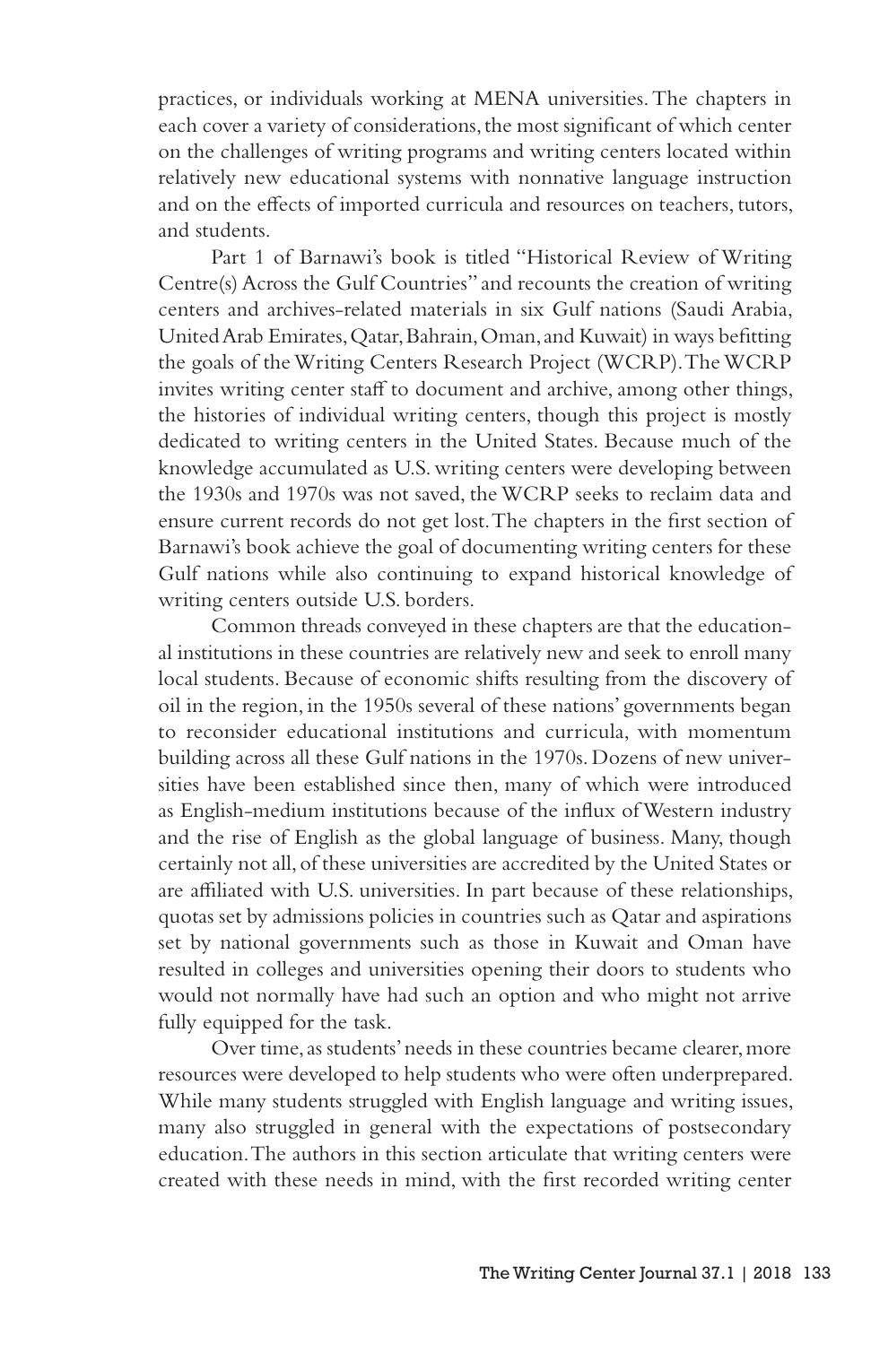practices, or individuals working at MENA universities. The chapters in each cover a variety of considerations, the most significant of which center on the challenges of writing programs and writing centers located within relatively new educational systems with nonnative language instruction and on the effects of imported curricula and resources on teachers, tutors, and students.

Part 1 of Barnawi's book is titled "Historical Review of Writing Centre(s) Across the Gulf Countries" and recounts the creation of writing centers and archives-related materials in six Gulf nations (Saudi Arabia, United Arab Emirates, Qatar, Bahrain, Oman, and Kuwait) in ways befitting the goals of the Writing Centers Research Project (WCRP). The WCRP invites writing center staff to document and archive, among other things, the histories of individual writing centers, though this project is mostly dedicated to writing centers in the United States. Because much of the knowledge accumulated as U.S. writing centers were developing between the 1930s and 1970s was not saved, the WCRP seeks to reclaim data and ensure current records do not get lost. The chapters in the first section of Barnawi's book achieve the goal of documenting writing centers for these Gulf nations while also continuing to expand historical knowledge of writing centers outside U.S. borders.

Common threads conveyed in these chapters are that the educational institutions in these countries are relatively new and seek to enroll many local students. Because of economic shifts resulting from the discovery of oil in the region, in the 1950s several of these nations' governments began to reconsider educational institutions and curricula, with momentum building across all these Gulf nations in the 1970s. Dozens of new universities have been established since then, many of which were introduced as English-medium institutions because of the influx of Western industry and the rise of English as the global language of business. Many, though certainly not all, of these universities are accredited by the United States or are affiliated with U.S. universities. In part because of these relationships, quotas set by admissions policies in countries such as Qatar and aspirations set by national governments such as those in Kuwait and Oman have resulted in colleges and universities opening their doors to students who would not normally have had such an option and who might not arrive fully equipped for the task.

Over time, as students' needs in these countries became clearer, more resources were developed to help students who were often underprepared. While many students struggled with English language and writing issues, many also struggled in general with the expectations of postsecondary education. The authors in this section articulate that writing centers were created with these needs in mind, with the first recorded writing center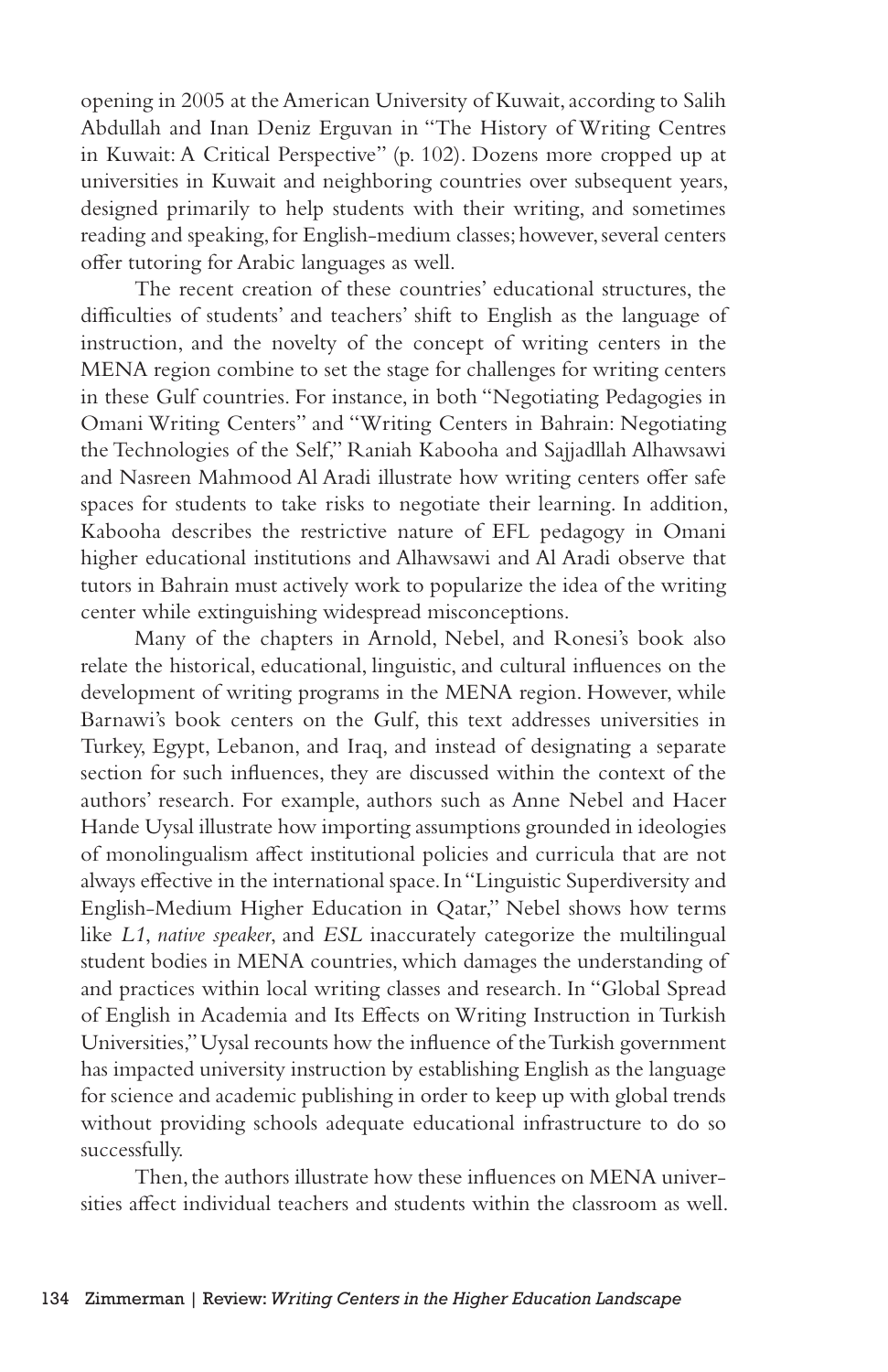opening in 2005 at the American University of Kuwait, according to Salih Abdullah and Inan Deniz Erguvan in "The History of Writing Centres in Kuwait: A Critical Perspective" (p. 102). Dozens more cropped up at universities in Kuwait and neighboring countries over subsequent years, designed primarily to help students with their writing, and sometimes reading and speaking, for English-medium classes; however, several centers offer tutoring for Arabic languages as well.

The recent creation of these countries' educational structures, the difficulties of students' and teachers' shift to English as the language of instruction, and the novelty of the concept of writing centers in the MENA region combine to set the stage for challenges for writing centers in these Gulf countries. For instance, in both "Negotiating Pedagogies in Omani Writing Centers" and "Writing Centers in Bahrain: Negotiating the Technologies of the Self," Raniah Kabooha and Sajjadllah Alhawsawi and Nasreen Mahmood Al Aradi illustrate how writing centers offer safe spaces for students to take risks to negotiate their learning. In addition, Kabooha describes the restrictive nature of EFL pedagogy in Omani higher educational institutions and Alhawsawi and Al Aradi observe that tutors in Bahrain must actively work to popularize the idea of the writing center while extinguishing widespread misconceptions.

Many of the chapters in Arnold, Nebel, and Ronesi's book also relate the historical, educational, linguistic, and cultural influences on the development of writing programs in the MENA region. However, while Barnawi's book centers on the Gulf, this text addresses universities in Turkey, Egypt, Lebanon, and Iraq, and instead of designating a separate section for such influences, they are discussed within the context of the authors' research. For example, authors such as Anne Nebel and Hacer Hande Uysal illustrate how importing assumptions grounded in ideologies of monolingualism affect institutional policies and curricula that are not always effective in the international space. In "Linguistic Superdiversity and English-Medium Higher Education in Qatar," Nebel shows how terms like *L1*, *native speaker*, and *ESL* inaccurately categorize the multilingual student bodies in MENA countries, which damages the understanding of and practices within local writing classes and research. In "Global Spread of English in Academia and Its Effects on Writing Instruction in Turkish Universities," Uysal recounts how the influence of the Turkish government has impacted university instruction by establishing English as the language for science and academic publishing in order to keep up with global trends without providing schools adequate educational infrastructure to do so successfully.

Then, the authors illustrate how these influences on MENA universities affect individual teachers and students within the classroom as well.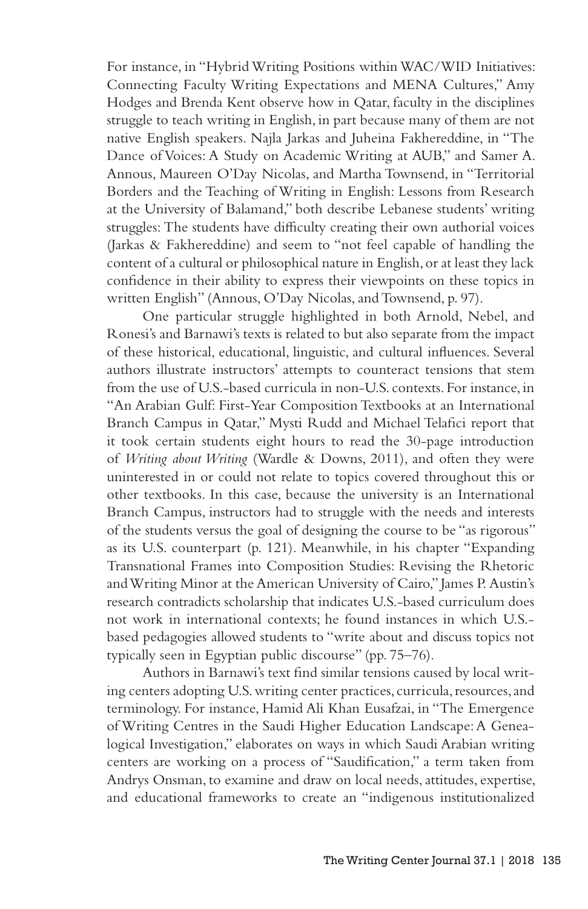For instance, in "Hybrid Writing Positions within WAC/WID Initiatives: Connecting Faculty Writing Expectations and MENA Cultures," Amy Hodges and Brenda Kent observe how in Qatar, faculty in the disciplines struggle to teach writing in English, in part because many of them are not native English speakers. Najla Jarkas and Juheina Fakhereddine, in "The Dance of Voices: A Study on Academic Writing at AUB," and Samer A. Annous, Maureen O'Day Nicolas, and Martha Townsend, in "Territorial Borders and the Teaching of Writing in English: Lessons from Research at the University of Balamand," both describe Lebanese students' writing struggles: The students have difficulty creating their own authorial voices (Jarkas & Fakhereddine) and seem to "not feel capable of handling the content of a cultural or philosophical nature in English, or at least they lack confidence in their ability to express their viewpoints on these topics in written English" (Annous, O'Day Nicolas, and Townsend, p. 97).

One particular struggle highlighted in both Arnold, Nebel, and Ronesi's and Barnawi's texts is related to but also separate from the impact of these historical, educational, linguistic, and cultural influences. Several authors illustrate instructors' attempts to counteract tensions that stem from the use of U.S.-based curricula in non-U.S. contexts. For instance, in "An Arabian Gulf: First-Year Composition Textbooks at an International Branch Campus in Qatar," Mysti Rudd and Michael Telafici report that it took certain students eight hours to read the 30-page introduction of *Writing about Writing* (Wardle & Downs, 2011), and often they were uninterested in or could not relate to topics covered throughout this or other textbooks. In this case, because the university is an International Branch Campus, instructors had to struggle with the needs and interests of the students versus the goal of designing the course to be "as rigorous" as its U.S. counterpart (p. 121). Meanwhile, in his chapter "Expanding Transnational Frames into Composition Studies: Revising the Rhetoric and Writing Minor at the American University of Cairo," James P. Austin's research contradicts scholarship that indicates U.S.-based curriculum does not work in international contexts; he found instances in which U.S.-based pedagogies allowed students to "write about and discuss topics not typically seen in Egyptian public discourse" (pp. 75–76).

Authors in Barnawi's text find similar tensions caused by local writing centers adopting U.S. writing center practices, curricula, resources, and terminology. For instance, Hamid Ali Khan Eusafzai, in "The Emergence of Writing Centres in the Saudi Higher Education Landscape: A Genealogical Investigation," elaborates on ways in which Saudi Arabian writing centers are working on a process of "Saudification," a term taken from Andrys Onsman, to examine and draw on local needs, attitudes, expertise, and educational frameworks to create an "indigenous institutionalized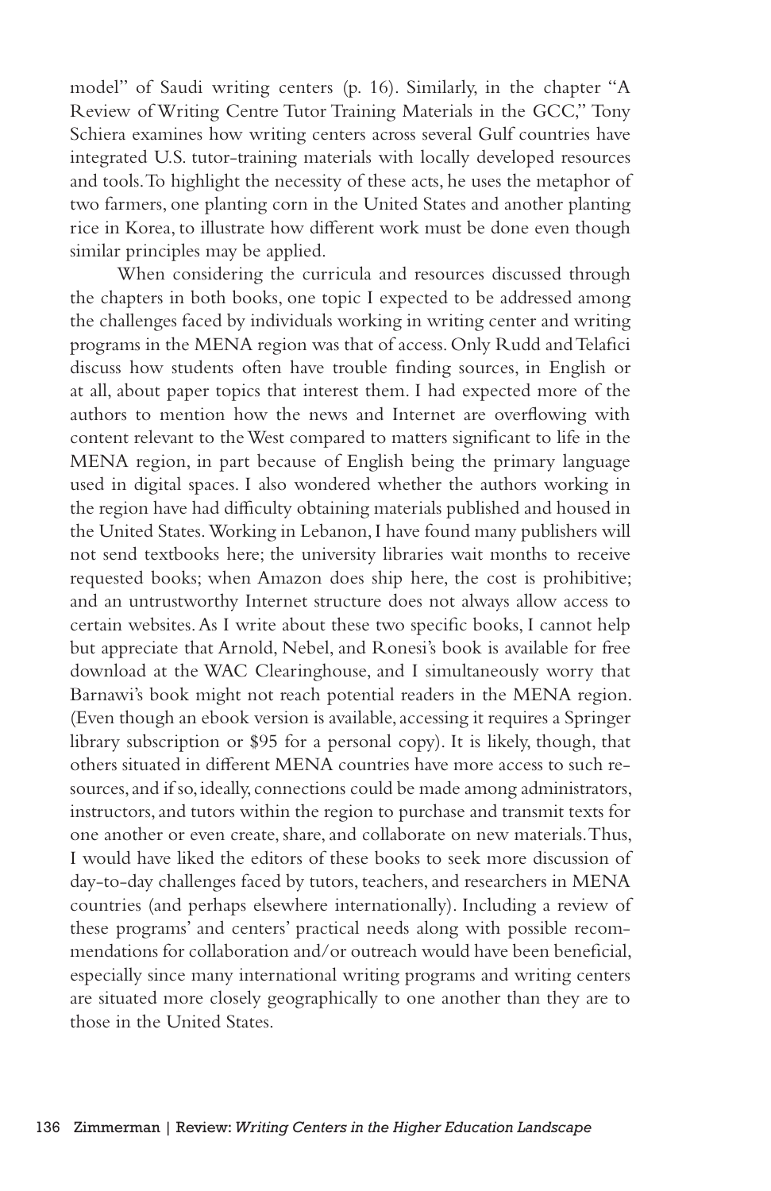model" of Saudi writing centers (p. 16). Similarly, in the chapter "A Review of Writing Centre Tutor Training Materials in the GCC," Tony Schiera examines how writing centers across several Gulf countries have integrated U.S. tutor-training materials with locally developed resources and tools. To highlight the necessity of these acts, he uses the metaphor of two farmers, one planting corn in the United States and another planting rice in Korea, to illustrate how different work must be done even though similar principles may be applied.

When considering the curricula and resources discussed through the chapters in both books, one topic I expected to be addressed among the challenges faced by individuals working in writing center and writing programs in the MENA region was that of access. Only Rudd and Telafici discuss how students often have trouble finding sources, in English or at all, about paper topics that interest them. I had expected more of the authors to mention how the news and Internet are overflowing with content relevant to the West compared to matters significant to life in the MENA region, in part because of English being the primary language used in digital spaces. I also wondered whether the authors working in the region have had difficulty obtaining materials published and housed in the United States. Working in Lebanon, I have found many publishers will not send textbooks here; the university libraries wait months to receive requested books; when Amazon does ship here, the cost is prohibitive; and an untrustworthy Internet structure does not always allow access to certain websites. As I write about these two specific books, I cannot help but appreciate that Arnold, Nebel, and Ronesi's book is available for free download at the WAC Clearinghouse, and I simultaneously worry that Barnawi's book might not reach potential readers in the MENA region. (Even though an ebook version is available, accessing it requires a Springer library subscription or $95 for a personal copy). It is likely, though, that others situated in different MENA countries have more access to such resources, and if so, ideally, connections could be made among administrators, instructors, and tutors within the region to purchase and transmit texts for one another or even create, share, and collaborate on new materials. Thus, I would have liked the editors of these books to seek more discussion of day-to-day challenges faced by tutors, teachers, and researchers in MENA countries (and perhaps elsewhere internationally). Including a review of these programs' and centers' practical needs along with possible recommendations for collaboration and/or outreach would have been beneficial, especially since many international writing programs and writing centers are situated more closely geographically to one another than they are to those in the United States.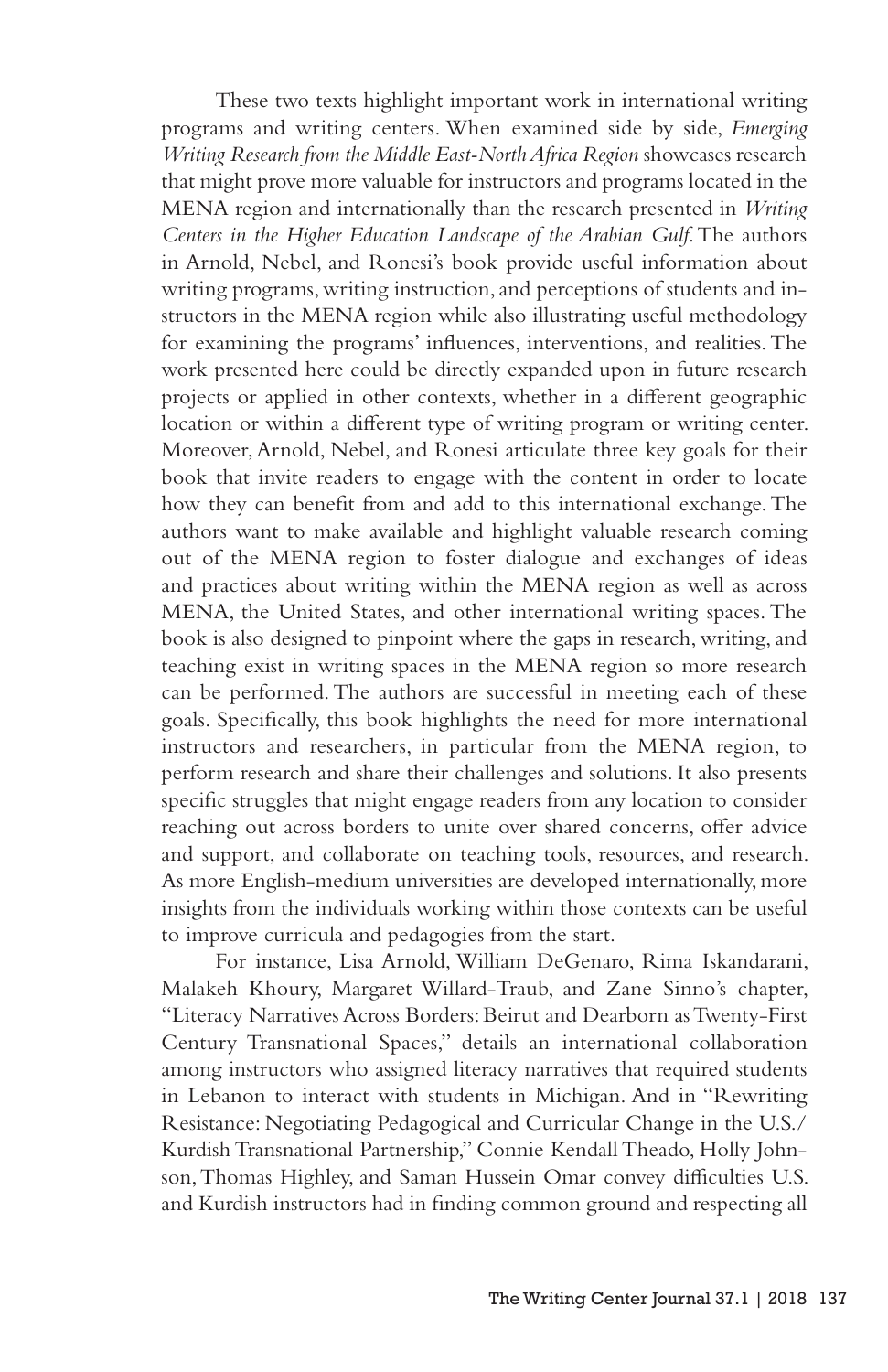These two texts highlight important work in international writing programs and writing centers. When examined side by side, *Emerging Writing Research from the Middle East-North Africa Region* showcases research that might prove more valuable for instructors and programs located in the MENA region and internationally than the research presented in *Writing Centers in the Higher Education Landscape of the Arabian Gulf*. The authors in Arnold, Nebel, and Ronesi's book provide useful information about writing programs, writing instruction, and perceptions of students and instructors in the MENA region while also illustrating useful methodology for examining the programs' influences, interventions, and realities. The work presented here could be directly expanded upon in future research projects or applied in other contexts, whether in a different geographic location or within a different type of writing program or writing center. Moreover, Arnold, Nebel, and Ronesi articulate three key goals for their book that invite readers to engage with the content in order to locate how they can benefit from and add to this international exchange. The authors want to make available and highlight valuable research coming out of the MENA region to foster dialogue and exchanges of ideas and practices about writing within the MENA region as well as across MENA, the United States, and other international writing spaces. The book is also designed to pinpoint where the gaps in research, writing, and teaching exist in writing spaces in the MENA region so more research can be performed. The authors are successful in meeting each of these goals. Specifically, this book highlights the need for more international instructors and researchers, in particular from the MENA region, to perform research and share their challenges and solutions. It also presents specific struggles that might engage readers from any location to consider reaching out across borders to unite over shared concerns, offer advice and support, and collaborate on teaching tools, resources, and research. As more English-medium universities are developed internationally, more insights from the individuals working within those contexts can be useful to improve curricula and pedagogies from the start.

For instance, Lisa Arnold, William DeGenaro, Rima Iskandarani, Malakeh Khoury, Margaret Willard-Traub, and Zane Sinno's chapter, "Literacy Narratives Across Borders: Beirut and Dearborn as Twenty-First Century Transnational Spaces," details an international collaboration among instructors who assigned literacy narratives that required students in Lebanon to interact with students in Michigan. And in "Rewriting Resistance: Negotiating Pedagogical and Curricular Change in the U.S./Kurdish Transnational Partnership," Connie Kendall Theado, Holly Johnson, Thomas Highley, and Saman Hussein Omar convey difficulties U.S. and Kurdish instructors had in finding common ground and respecting all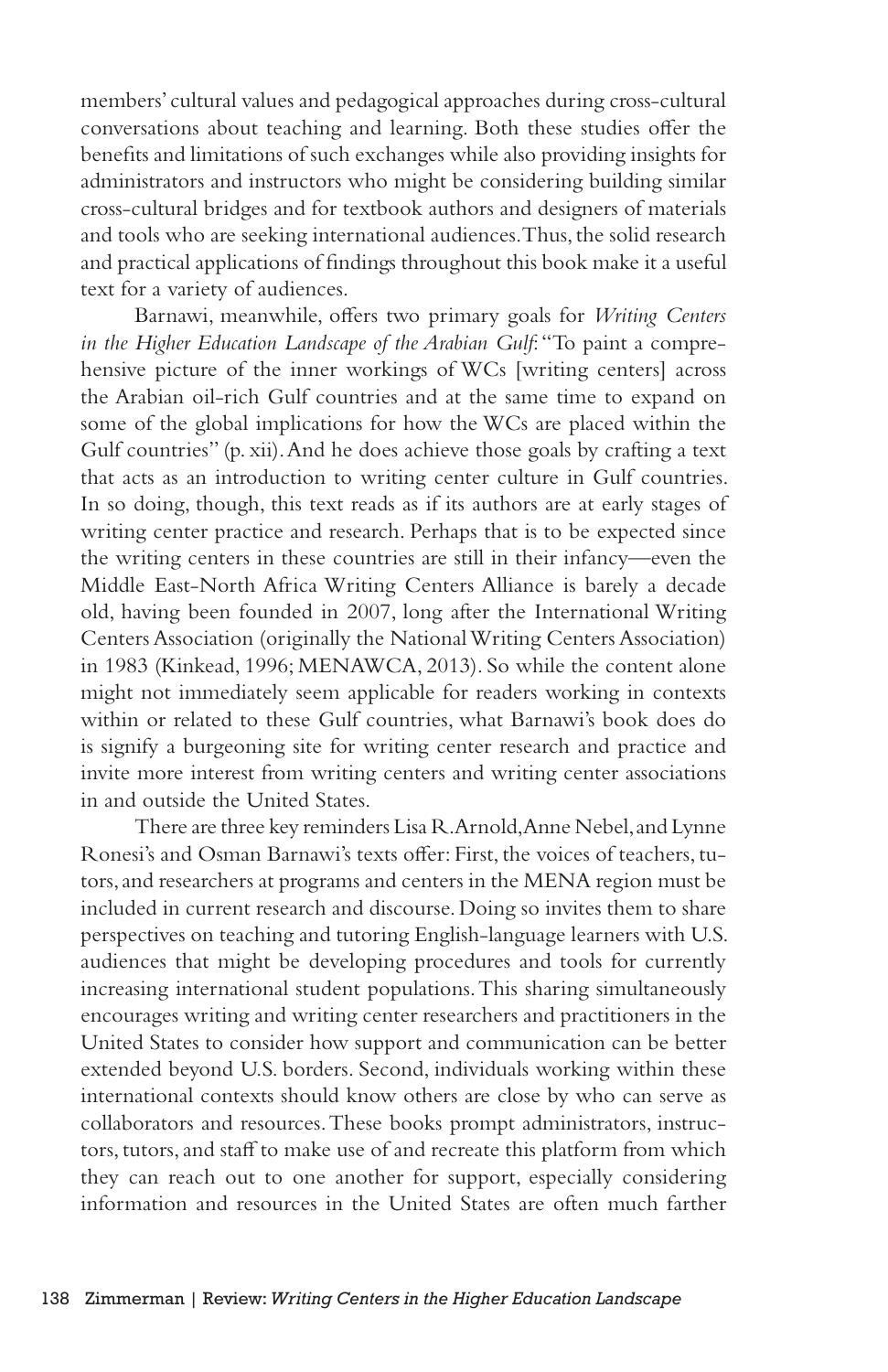members' cultural values and pedagogical approaches during cross-cultural conversations about teaching and learning. Both these studies offer the benefits and limitations of such exchanges while also providing insights for administrators and instructors who might be considering building similar cross-cultural bridges and for textbook authors and designers of materials and tools who are seeking international audiences. Thus, the solid research and practical applications of findings throughout this book make it a useful text for a variety of audiences.

Barnawi, meanwhile, offers two primary goals for *Writing Centers in the Higher Education Landscape of the Arabian Gulf*: "To paint a comprehensive picture of the inner workings of WCs [writing centers] across the Arabian oil-rich Gulf countries and at the same time to expand on some of the global implications for how the WCs are placed within the Gulf countries" (p. xii). And he does achieve those goals by crafting a text that acts as an introduction to writing center culture in Gulf countries. In so doing, though, this text reads as if its authors are at early stages of writing center practice and research. Perhaps that is to be expected since the writing centers in these countries are still in their infancy—even the Middle East-North Africa Writing Centers Alliance is barely a decade old, having been founded in 2007, long after the International Writing Centers Association (originally the National Writing Centers Association) in 1983 (Kinkead, 1996; MENAWCA, 2013). So while the content alone might not immediately seem applicable for readers working in contexts within or related to these Gulf countries, what Barnawi's book does do is signify a burgeoning site for writing center research and practice and invite more interest from writing centers and writing center associations in and outside the United States.

There are three key reminders Lisa R. Arnold, Anne Nebel, and Lynne Ronesi's and Osman Barnawi's texts offer: First, the voices of teachers, tutors, and researchers at programs and centers in the MENA region must be included in current research and discourse. Doing so invites them to share perspectives on teaching and tutoring English-language learners with U.S. audiences that might be developing procedures and tools for currently increasing international student populations. This sharing simultaneously encourages writing and writing center researchers and practitioners in the United States to consider how support and communication can be better extended beyond U.S. borders. Second, individuals working within these international contexts should know others are close by who can serve as collaborators and resources. These books prompt administrators, instructors, tutors, and staff to make use of and recreate this platform from which they can reach out to one another for support, especially considering information and resources in the United States are often much farther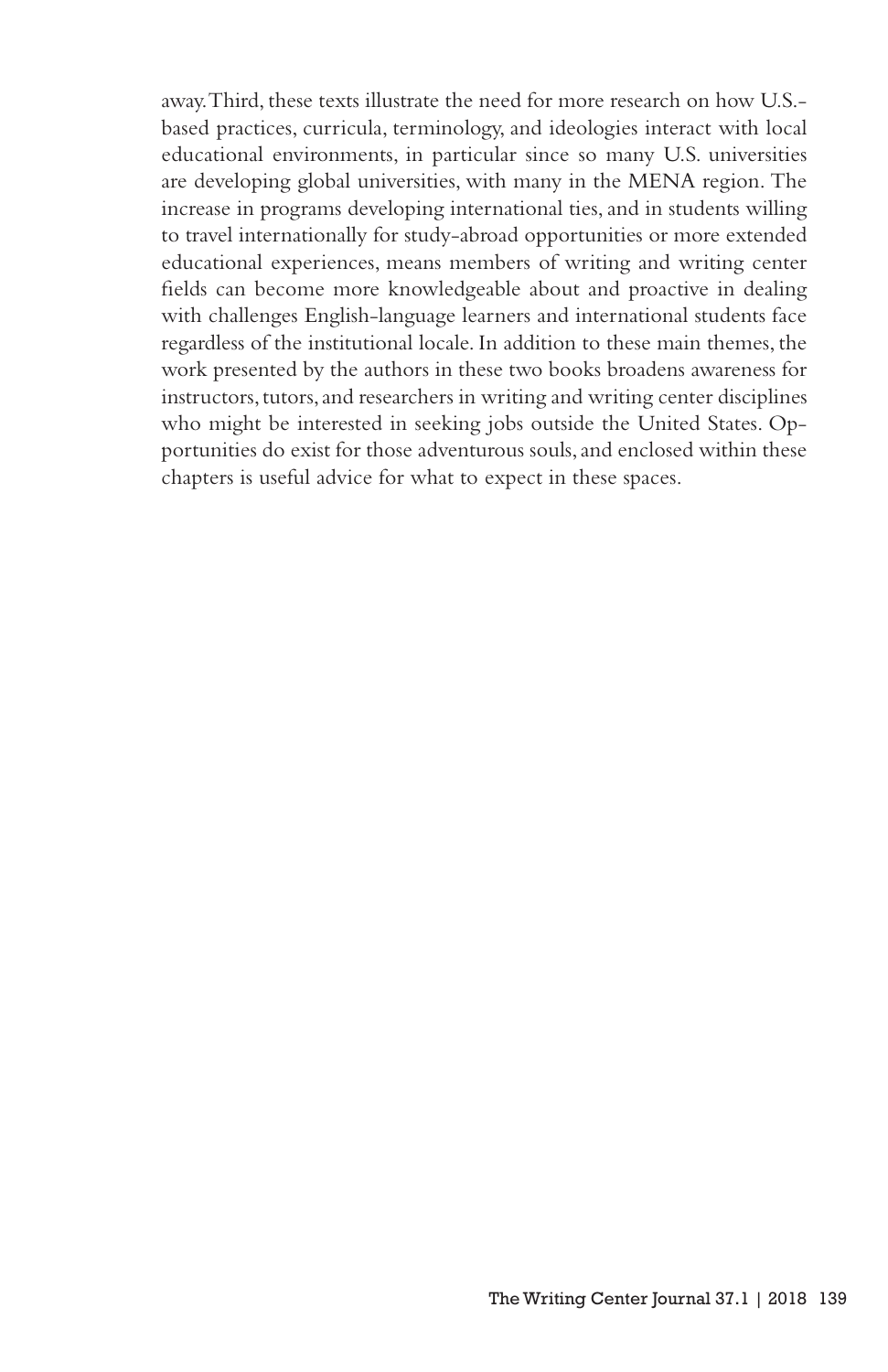away. Third, these texts illustrate the need for more research on how U.S.-based practices, curricula, terminology, and ideologies interact with local educational environments, in particular since so many U.S. universities are developing global universities, with many in the MENA region. The increase in programs developing international ties, and in students willing to travel internationally for study-abroad opportunities or more extended educational experiences, means members of writing and writing center fields can become more knowledgeable about and proactive in dealing with challenges English-language learners and international students face regardless of the institutional locale. In addition to these main themes, the work presented by the authors in these two books broadens awareness for instructors, tutors, and researchers in writing and writing center disciplines who might be interested in seeking jobs outside the United States. Opportunities do exist for those adventurous souls, and enclosed within these chapters is useful advice for what to expect in these spaces.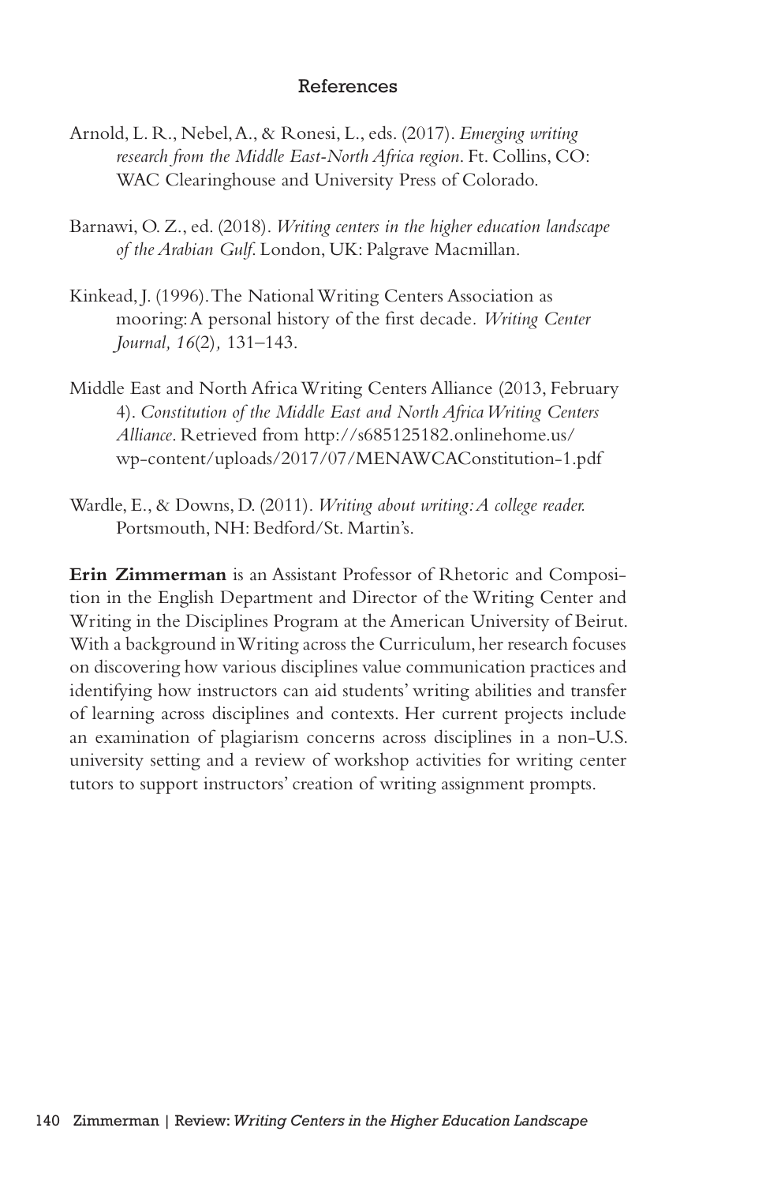## References

Arnold, L. R., Nebel, A., & Ronesi, L., eds. (2017). *Emerging writing research from the Middle East-North Africa region*. Ft. Collins, CO: WAC Clearinghouse and University Press of Colorado.

Barnawi, O. Z., ed. (2018). *Writing centers in the higher education landscape of the Arabian Gulf*. London, UK: Palgrave Macmillan.

Kinkead, J. (1996). The National Writing Centers Association as mooring: A personal history of the first decade. *Writing Center Journal, 16*(2), 131–143.

Middle East and North Africa Writing Centers Alliance (2013, February 4). *Constitution of the Middle East and North Africa Writing Centers Alliance*. Retrieved from http://s685125182.onlinehome.us/wp-content/uploads/2017/07/MENAWCAConstitution-1.pdf

Wardle, E., & Downs, D. (2011). *Writing about writing: A college reader.* Portsmouth, NH: Bedford/St. Martin's.

**Erin Zimmerman** is an Assistant Professor of Rhetoric and Composition in the English Department and Director of the Writing Center and Writing in the Disciplines Program at the American University of Beirut. With a background in Writing across the Curriculum, her research focuses on discovering how various disciplines value communication practices and identifying how instructors can aid students' writing abilities and transfer of learning across disciplines and contexts. Her current projects include an examination of plagiarism concerns across disciplines in a non-U.S. university setting and a review of workshop activities for writing center tutors to support instructors' creation of writing assignment prompts.